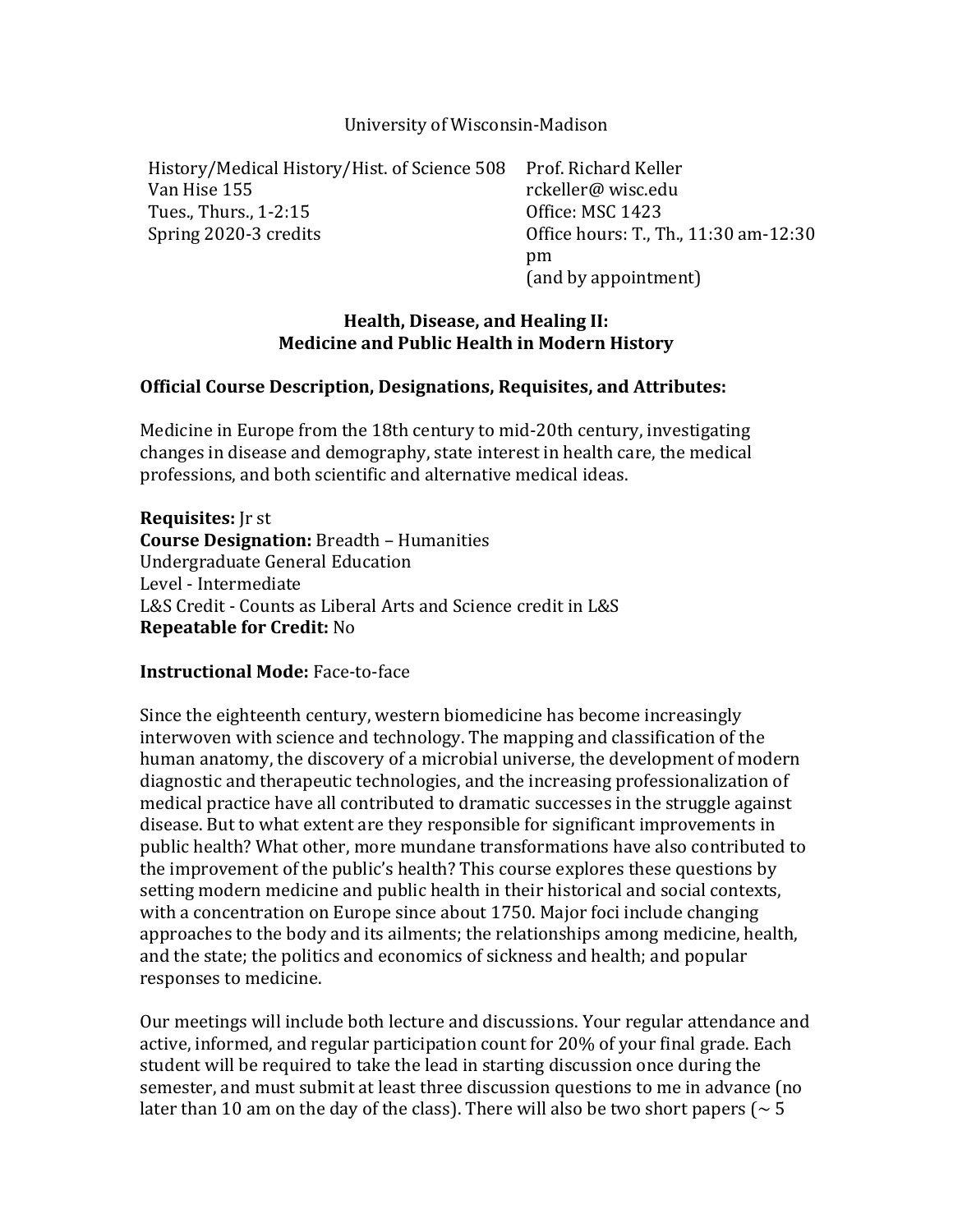University of Wisconsin-Madison

History/Medical History/Hist. of Science 508
Van Hise 155
Tues., Thurs., 1-2:15
Spring 2020-3 credits

Prof. Richard Keller
rckeller@ wisc.edu
Office: MSC 1423
Office hours: T., Th., 11:30 am-12:30 pm
(and by appointment)

## Health, Disease, and Healing II: Medicine and Public Health in Modern History

### Official Course Description, Designations, Requisites, and Attributes:

Medicine in Europe from the 18th century to mid-20th century, investigating changes in disease and demography, state interest in health care, the medical professions, and both scientific and alternative medical ideas.

**Requisites:** Jr st
**Course Designation:** Breadth – Humanities
Undergraduate General Education
Level - Intermediate
L&S Credit - Counts as Liberal Arts and Science credit in L&S
**Repeatable for Credit:** No

**Instructional Mode:** Face-to-face

Since the eighteenth century, western biomedicine has become increasingly interwoven with science and technology. The mapping and classification of the human anatomy, the discovery of a microbial universe, the development of modern diagnostic and therapeutic technologies, and the increasing professionalization of medical practice have all contributed to dramatic successes in the struggle against disease. But to what extent are they responsible for significant improvements in public health? What other, more mundane transformations have also contributed to the improvement of the public's health? This course explores these questions by setting modern medicine and public health in their historical and social contexts, with a concentration on Europe since about 1750. Major foci include changing approaches to the body and its ailments; the relationships among medicine, health, and the state; the politics and economics of sickness and health; and popular responses to medicine.

Our meetings will include both lecture and discussions. Your regular attendance and active, informed, and regular participation count for 20% of your final grade. Each student will be required to take the lead in starting discussion once during the semester, and must submit at least three discussion questions to me in advance (no later than 10 am on the day of the class). There will also be two short papers (~ 5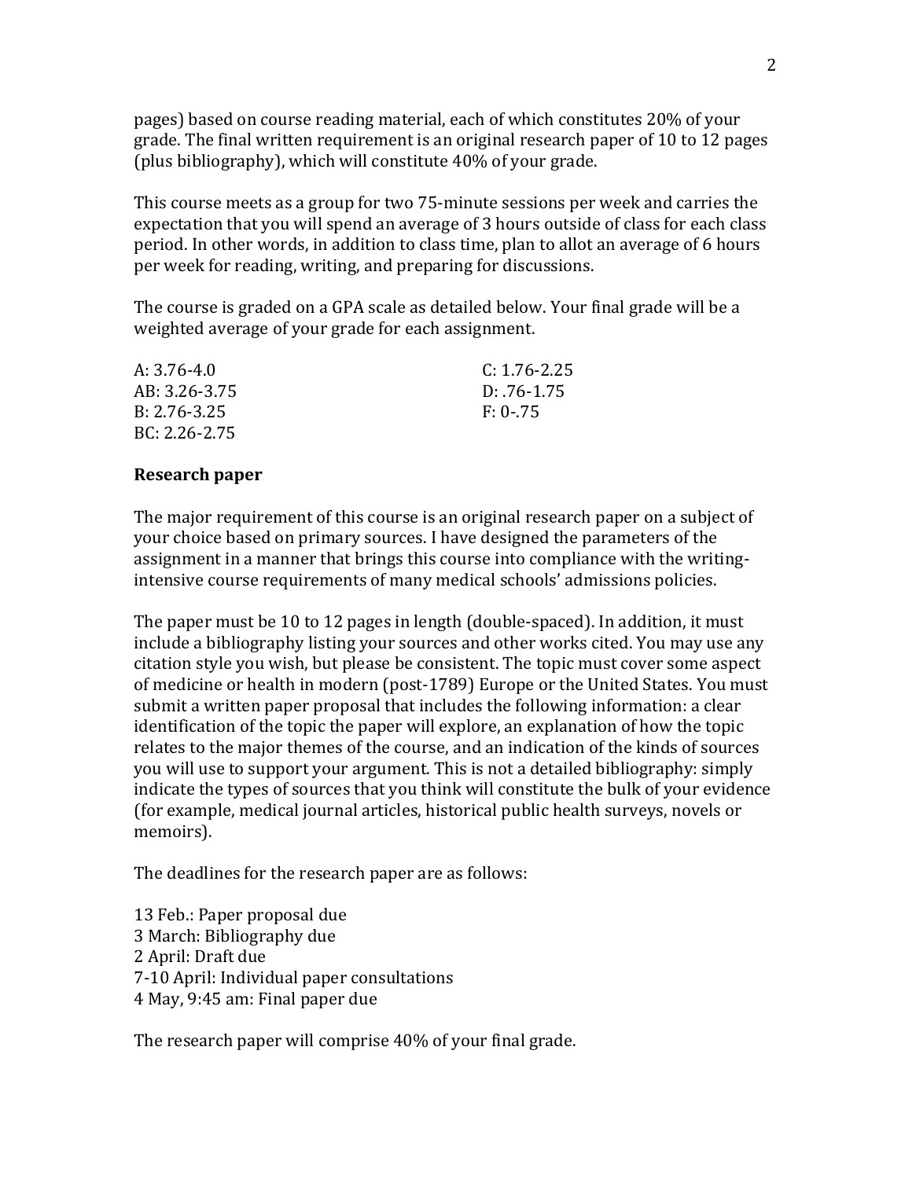pages) based on course reading material, each of which constitutes 20% of your grade. The final written requirement is an original research paper of 10 to 12 pages (plus bibliography), which will constitute 40% of your grade.

This course meets as a group for two 75-minute sessions per week and carries the expectation that you will spend an average of 3 hours outside of class for each class period. In other words, in addition to class time, plan to allot an average of 6 hours per week for reading, writing, and preparing for discussions.

The course is graded on a GPA scale as detailed below. Your final grade will be a weighted average of your grade for each assignment.

A: 3.76-4.0
AB: 3.26-3.75
B: 2.76-3.25
BC: 2.26-2.75
C: 1.76-2.25
D: .76-1.75
F: 0-.75

**Research paper**

The major requirement of this course is an original research paper on a subject of your choice based on primary sources. I have designed the parameters of the assignment in a manner that brings this course into compliance with the writing-intensive course requirements of many medical schools' admissions policies.

The paper must be 10 to 12 pages in length (double-spaced). In addition, it must include a bibliography listing your sources and other works cited. You may use any citation style you wish, but please be consistent. The topic must cover some aspect of medicine or health in modern (post-1789) Europe or the United States. You must submit a written paper proposal that includes the following information: a clear identification of the topic the paper will explore, an explanation of how the topic relates to the major themes of the course, and an indication of the kinds of sources you will use to support your argument. This is not a detailed bibliography: simply indicate the types of sources that you think will constitute the bulk of your evidence (for example, medical journal articles, historical public health surveys, novels or memoirs).

The deadlines for the research paper are as follows:

13 Feb.: Paper proposal due
3 March: Bibliography due
2 April: Draft due
7-10 April: Individual paper consultations
4 May, 9:45 am: Final paper due

The research paper will comprise 40% of your final grade.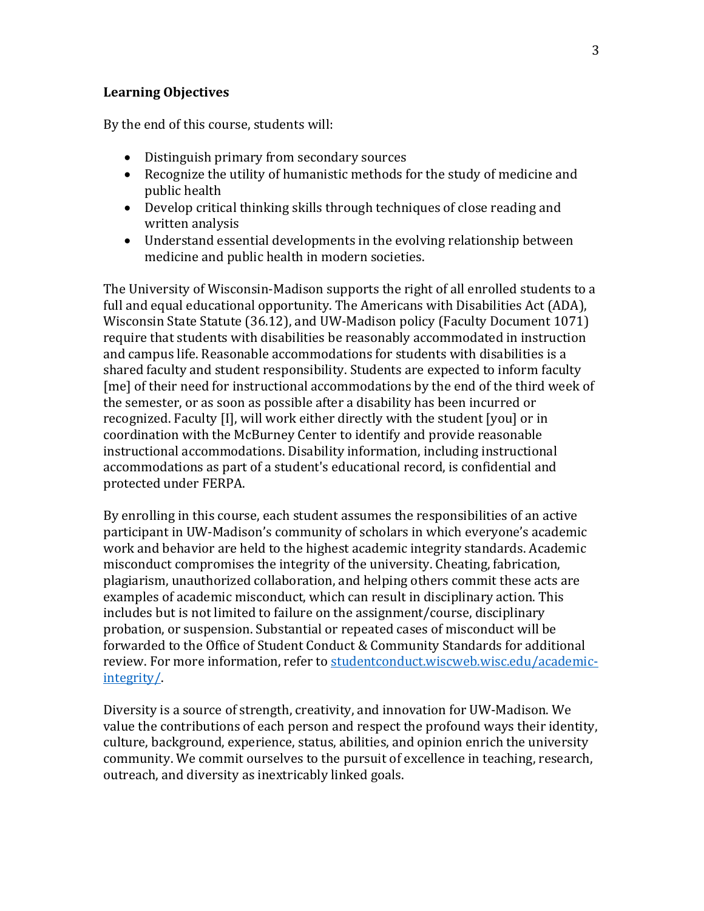**Learning Objectives**

By the end of this course, students will:

- Distinguish primary from secondary sources
- Recognize the utility of humanistic methods for the study of medicine and public health
- Develop critical thinking skills through techniques of close reading and written analysis
- Understand essential developments in the evolving relationship between medicine and public health in modern societies.

The University of Wisconsin-Madison supports the right of all enrolled students to a full and equal educational opportunity. The Americans with Disabilities Act (ADA), Wisconsin State Statute (36.12), and UW-Madison policy (Faculty Document 1071) require that students with disabilities be reasonably accommodated in instruction and campus life. Reasonable accommodations for students with disabilities is a shared faculty and student responsibility. Students are expected to inform faculty [me] of their need for instructional accommodations by the end of the third week of the semester, or as soon as possible after a disability has been incurred or recognized. Faculty [I], will work either directly with the student [you] or in coordination with the McBurney Center to identify and provide reasonable instructional accommodations. Disability information, including instructional accommodations as part of a student's educational record, is confidential and protected under FERPA.

By enrolling in this course, each student assumes the responsibilities of an active participant in UW-Madison's community of scholars in which everyone's academic work and behavior are held to the highest academic integrity standards. Academic misconduct compromises the integrity of the university. Cheating, fabrication, plagiarism, unauthorized collaboration, and helping others commit these acts are examples of academic misconduct, which can result in disciplinary action. This includes but is not limited to failure on the assignment/course, disciplinary probation, or suspension. Substantial or repeated cases of misconduct will be forwarded to the Office of Student Conduct & Community Standards for additional review. For more information, refer to [studentconduct.wiscweb.wisc.edu/academic-integrity/](studentconduct.wiscweb.wisc.edu/academic-integrity/).

Diversity is a source of strength, creativity, and innovation for UW-Madison. We value the contributions of each person and respect the profound ways their identity, culture, background, experience, status, abilities, and opinion enrich the university community. We commit ourselves to the pursuit of excellence in teaching, research, outreach, and diversity as inextricably linked goals.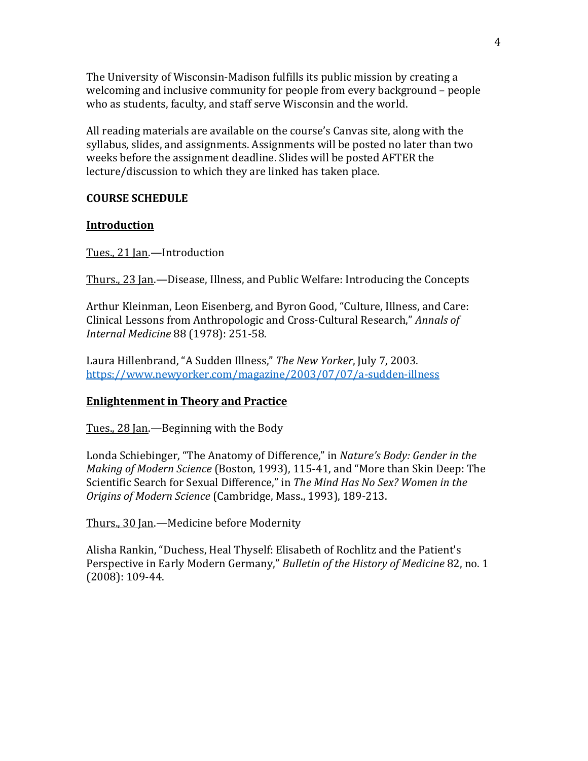The University of Wisconsin-Madison fulfills its public mission by creating a welcoming and inclusive community for people from every background – people who as students, faculty, and staff serve Wisconsin and the world.

All reading materials are available on the course's Canvas site, along with the syllabus, slides, and assignments. Assignments will be posted no later than two weeks before the assignment deadline. Slides will be posted AFTER the lecture/discussion to which they are linked has taken place.

**COURSE SCHEDULE**

**Introduction**

Tues., 21 Jan.—Introduction

Thurs., 23 Jan.—Disease, Illness, and Public Welfare: Introducing the Concepts

Arthur Kleinman, Leon Eisenberg, and Byron Good, "Culture, Illness, and Care: Clinical Lessons from Anthropologic and Cross-Cultural Research," *Annals of Internal Medicine* 88 (1978): 251-58.

Laura Hillenbrand, "A Sudden Illness," *The New Yorker*, July 7, 2003. https://www.newyorker.com/magazine/2003/07/07/a-sudden-illness

**Enlightenment in Theory and Practice**

Tues., 28 Jan.—Beginning with the Body

Londa Schiebinger, "The Anatomy of Difference," in *Nature's Body: Gender in the Making of Modern Science* (Boston, 1993), 115-41, and "More than Skin Deep: The Scientific Search for Sexual Difference," in *The Mind Has No Sex? Women in the Origins of Modern Science* (Cambridge, Mass., 1993), 189-213.

Thurs., 30 Jan.—Medicine before Modernity

Alisha Rankin, "Duchess, Heal Thyself: Elisabeth of Rochlitz and the Patient's Perspective in Early Modern Germany," *Bulletin of the History of Medicine* 82, no. 1 (2008): 109-44.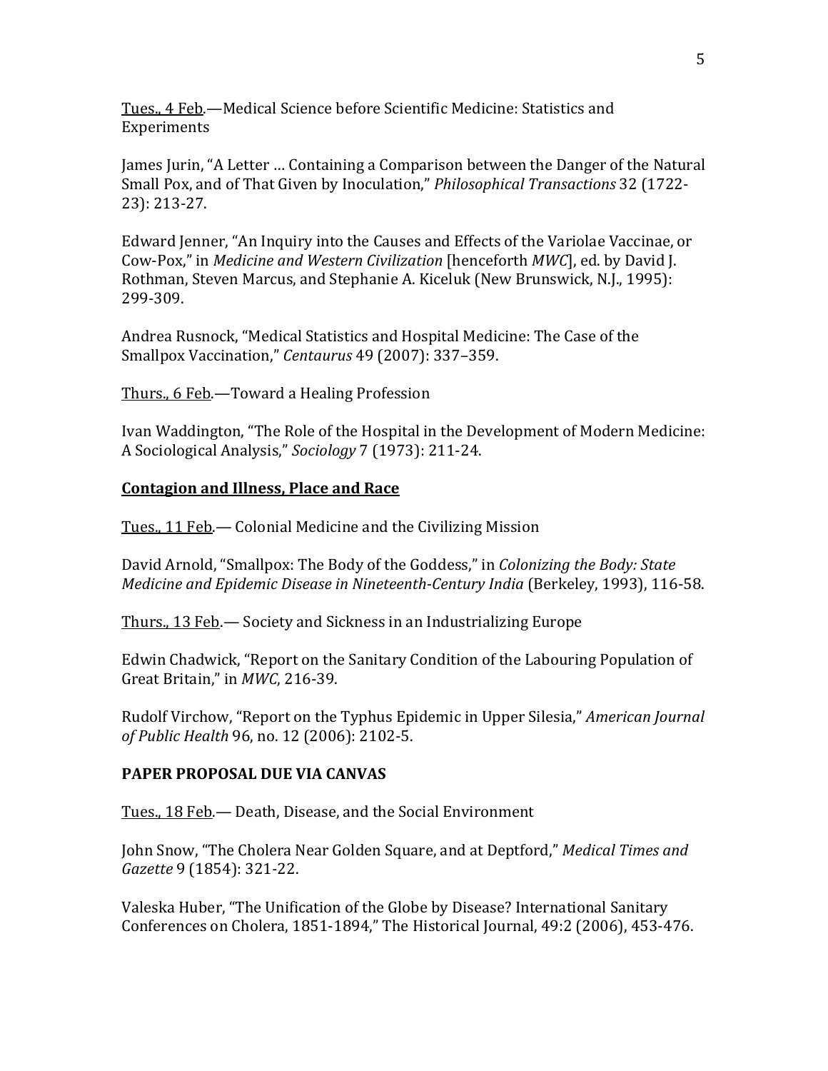<u>Tues., 4 Feb</u>.—Medical Science before Scientific Medicine: Statistics and Experiments

James Jurin, "A Letter … Containing a Comparison between the Danger of the Natural Small Pox, and of That Given by Inoculation," *Philosophical Transactions* 32 (1722-23): 213-27.

Edward Jenner, "An Inquiry into the Causes and Effects of the Variolae Vaccinae, or Cow-Pox," in *Medicine and Western Civilization* [henceforth *MWC*], ed. by David J. Rothman, Steven Marcus, and Stephanie A. Kiceluk (New Brunswick, N.J., 1995): 299-309.

Andrea Rusnock, "Medical Statistics and Hospital Medicine: The Case of the Smallpox Vaccination," *Centaurus* 49 (2007): 337–359.

<u>Thurs., 6 Feb</u>.—Toward a Healing Profession

Ivan Waddington, "The Role of the Hospital in the Development of Modern Medicine: A Sociological Analysis," *Sociology* 7 (1973): 211-24.

## <u>Contagion and Illness, Place and Race</u>

<u>Tues., 11 Feb</u>.— Colonial Medicine and the Civilizing Mission

David Arnold, "Smallpox: The Body of the Goddess," in *Colonizing the Body: State Medicine and Epidemic Disease in Nineteenth-Century India* (Berkeley, 1993), 116-58.

<u>Thurs., 13 Feb</u>.— Society and Sickness in an Industrializing Europe

Edwin Chadwick, "Report on the Sanitary Condition of the Labouring Population of Great Britain," in *MWC*, 216-39.

Rudolf Virchow, "Report on the Typhus Epidemic in Upper Silesia," *American Journal of Public Health* 96, no. 12 (2006): 2102-5.

**PAPER PROPOSAL DUE VIA CANVAS**

<u>Tues., 18 Feb</u>.— Death, Disease, and the Social Environment

John Snow, "The Cholera Near Golden Square, and at Deptford," *Medical Times and Gazette* 9 (1854): 321-22.

Valeska Huber, "The Unification of the Globe by Disease? International Sanitary Conferences on Cholera, 1851-1894," The Historical Journal, 49:2 (2006), 453-476.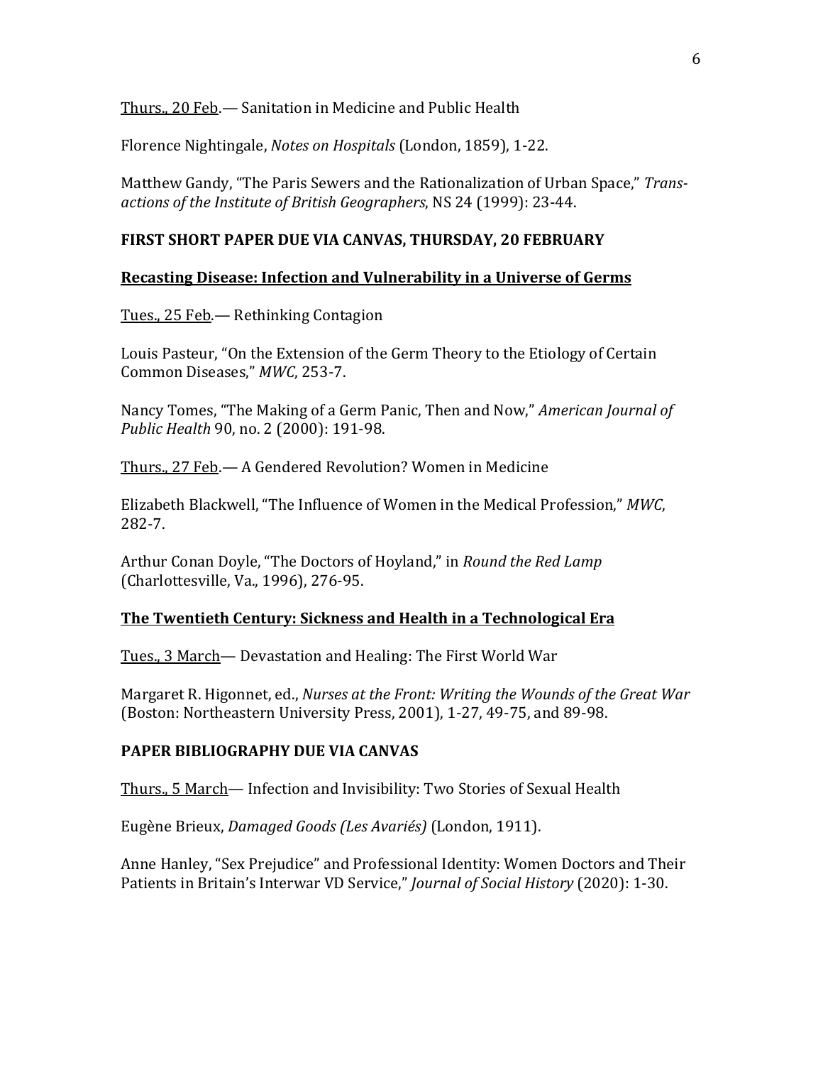<u>Thurs., 20 Feb</u>.— Sanitation in Medicine and Public Health

Florence Nightingale, *Notes on Hospitals* (London, 1859), 1-22.

Matthew Gandy, "The Paris Sewers and the Rationalization of Urban Space," *Transactions of the Institute of British Geographers*, NS 24 (1999): 23-44.

**FIRST SHORT PAPER DUE VIA CANVAS, THURSDAY, 20 FEBRUARY**

## <u>Recasting Disease: Infection and Vulnerability in a Universe of Germs</u>

<u>Tues., 25 Feb</u>.— Rethinking Contagion

Louis Pasteur, "On the Extension of the Germ Theory to the Etiology of Certain Common Diseases," *MWC*, 253-7.

Nancy Tomes, "The Making of a Germ Panic, Then and Now," *American Journal of Public Health* 90, no. 2 (2000): 191-98.

<u>Thurs., 27 Feb</u>.— A Gendered Revolution? Women in Medicine

Elizabeth Blackwell, "The Influence of Women in the Medical Profession," *MWC*, 282-7.

Arthur Conan Doyle, "The Doctors of Hoyland," in *Round the Red Lamp* (Charlottesville, Va., 1996), 276-95.

## <u>The Twentieth Century: Sickness and Health in a Technological Era</u>

<u>Tues., 3 March</u>— Devastation and Healing: The First World War

Margaret R. Higonnet, ed., *Nurses at the Front: Writing the Wounds of the Great War* (Boston: Northeastern University Press, 2001), 1-27, 49-75, and 89-98.

**PAPER BIBLIOGRAPHY DUE VIA CANVAS**

<u>Thurs., 5 March</u>— Infection and Invisibility: Two Stories of Sexual Health

Eugène Brieux, *Damaged Goods (Les Avariés)* (London, 1911).

Anne Hanley, "Sex Prejudice" and Professional Identity: Women Doctors and Their Patients in Britain's Interwar VD Service," *Journal of Social History* (2020): 1-30.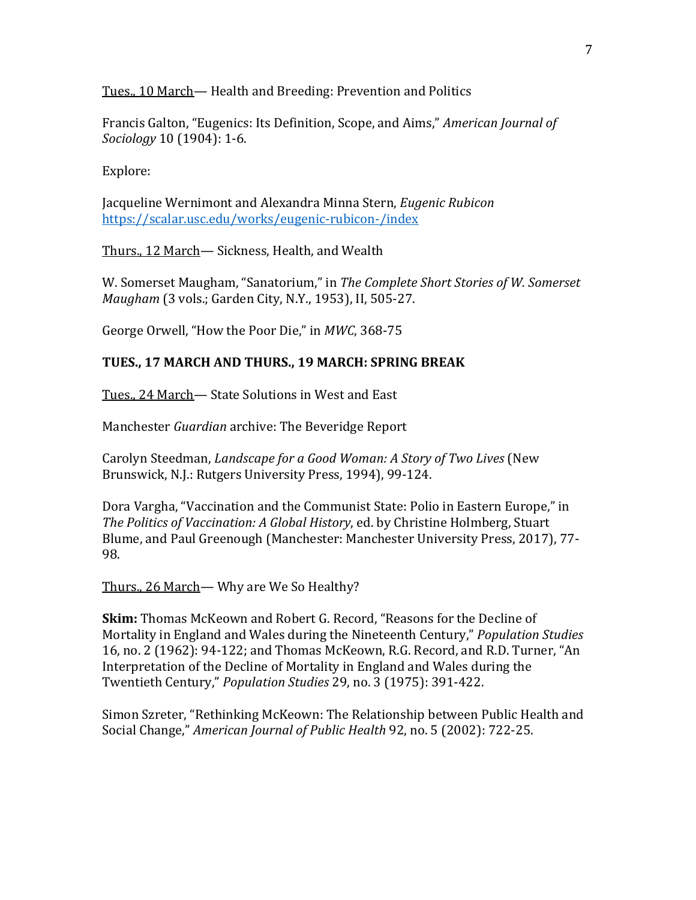Tues., 10 March— Health and Breeding: Prevention and Politics

Francis Galton, "Eugenics: Its Definition, Scope, and Aims," *American Journal of Sociology* 10 (1904): 1-6.

Explore:

Jacqueline Wernimont and Alexandra Minna Stern, *Eugenic Rubicon* https://scalar.usc.edu/works/eugenic-rubicon-/index

Thurs., 12 March— Sickness, Health, and Wealth

W. Somerset Maugham, "Sanatorium," in *The Complete Short Stories of W. Somerset Maugham* (3 vols.; Garden City, N.Y., 1953), II, 505-27.

George Orwell, "How the Poor Die," in *MWC*, 368-75

**TUES., 17 MARCH AND THURS., 19 MARCH: SPRING BREAK**

Tues., 24 March— State Solutions in West and East

Manchester *Guardian* archive: The Beveridge Report

Carolyn Steedman, *Landscape for a Good Woman: A Story of Two Lives* (New Brunswick, N.J.: Rutgers University Press, 1994), 99-124.

Dora Vargha, "Vaccination and the Communist State: Polio in Eastern Europe," in *The Politics of Vaccination: A Global History*, ed. by Christine Holmberg, Stuart Blume, and Paul Greenough (Manchester: Manchester University Press, 2017), 77-98.

Thurs., 26 March— Why are We So Healthy?

**Skim:** Thomas McKeown and Robert G. Record, "Reasons for the Decline of Mortality in England and Wales during the Nineteenth Century," *Population Studies* 16, no. 2 (1962): 94-122; and Thomas McKeown, R.G. Record, and R.D. Turner, "An Interpretation of the Decline of Mortality in England and Wales during the Twentieth Century," *Population Studies* 29, no. 3 (1975): 391-422.

Simon Szreter, "Rethinking McKeown: The Relationship between Public Health and Social Change," *American Journal of Public Health* 92, no. 5 (2002): 722-25.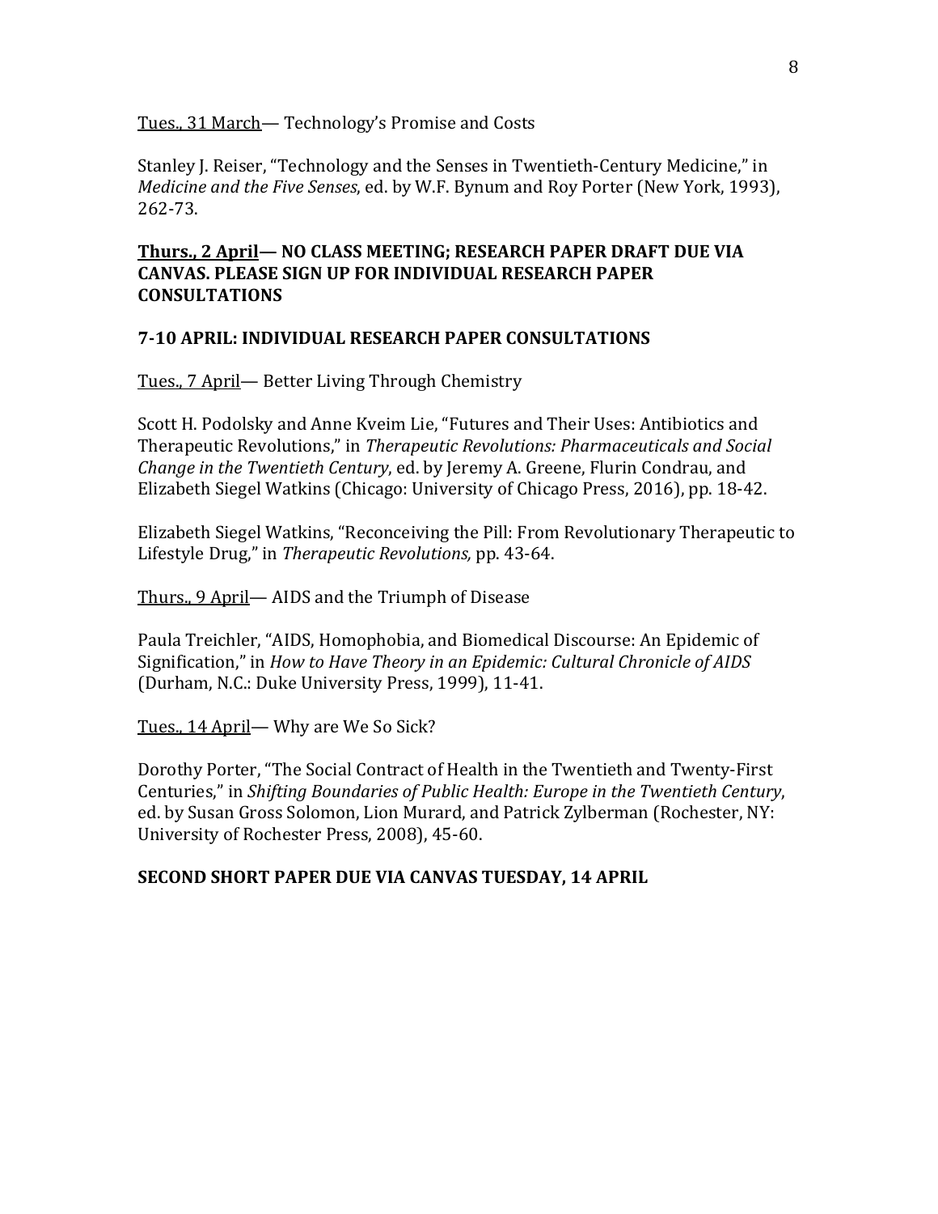Tues., 31 March— Technology's Promise and Costs

Stanley J. Reiser, "Technology and the Senses in Twentieth-Century Medicine," in *Medicine and the Five Senses*, ed. by W.F. Bynum and Roy Porter (New York, 1993), 262-73.

**Thurs., 2 April— NO CLASS MEETING; RESEARCH PAPER DRAFT DUE VIA CANVAS. PLEASE SIGN UP FOR INDIVIDUAL RESEARCH PAPER CONSULTATIONS**

**7-10 APRIL: INDIVIDUAL RESEARCH PAPER CONSULTATIONS**

Tues., 7 April— Better Living Through Chemistry

Scott H. Podolsky and Anne Kveim Lie, "Futures and Their Uses: Antibiotics and Therapeutic Revolutions," in *Therapeutic Revolutions: Pharmaceuticals and Social Change in the Twentieth Century*, ed. by Jeremy A. Greene, Flurin Condrau, and Elizabeth Siegel Watkins (Chicago: University of Chicago Press, 2016), pp. 18-42.

Elizabeth Siegel Watkins, "Reconceiving the Pill: From Revolutionary Therapeutic to Lifestyle Drug," in *Therapeutic Revolutions,* pp. 43-64.

Thurs., 9 April— AIDS and the Triumph of Disease

Paula Treichler, "AIDS, Homophobia, and Biomedical Discourse: An Epidemic of Signification," in *How to Have Theory in an Epidemic: Cultural Chronicle of AIDS* (Durham, N.C.: Duke University Press, 1999), 11-41.

Tues., 14 April— Why are We So Sick?

Dorothy Porter, "The Social Contract of Health in the Twentieth and Twenty-First Centuries," in *Shifting Boundaries of Public Health: Europe in the Twentieth Century*, ed. by Susan Gross Solomon, Lion Murard, and Patrick Zylberman (Rochester, NY: University of Rochester Press, 2008), 45-60.

**SECOND SHORT PAPER DUE VIA CANVAS TUESDAY, 14 APRIL**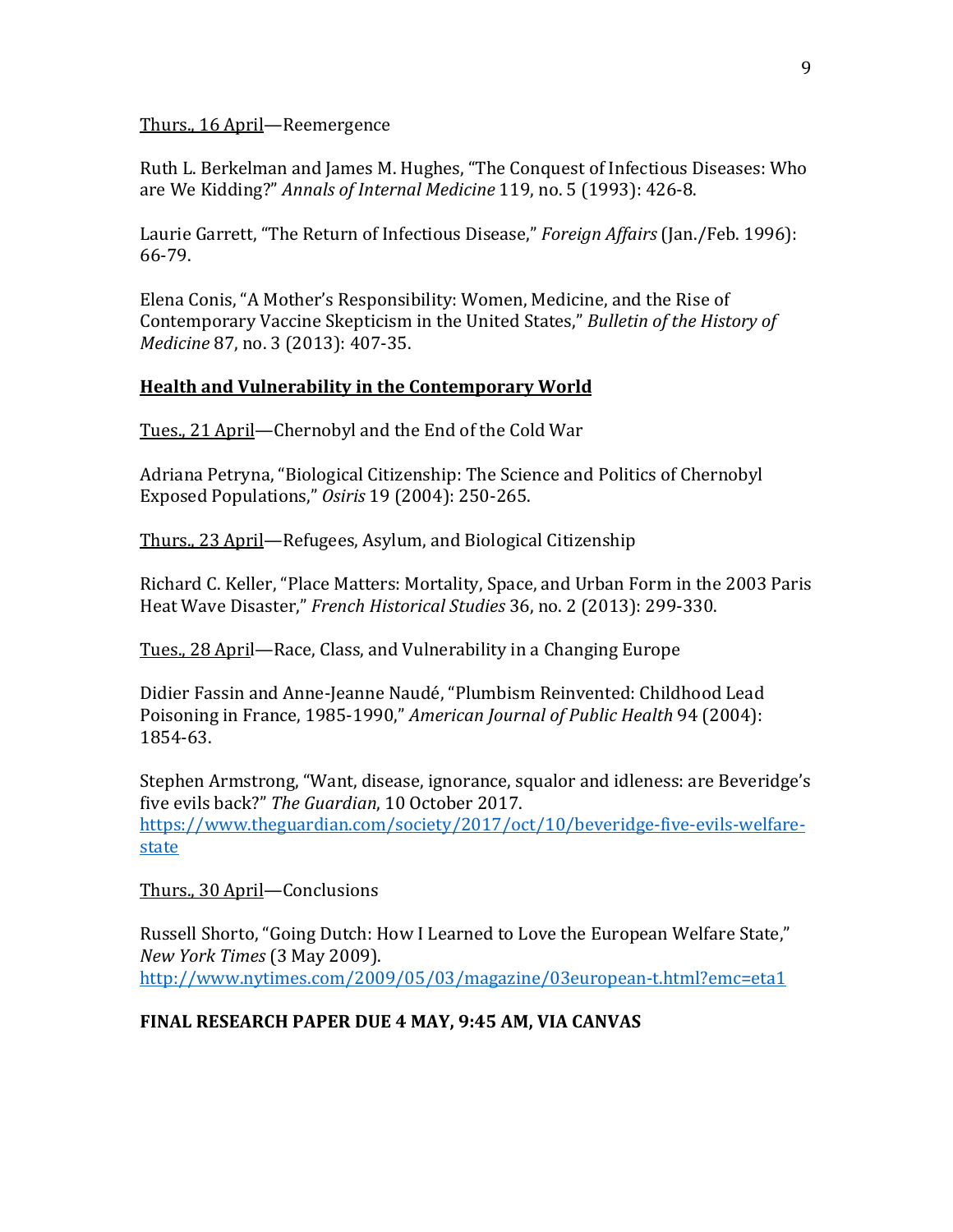Thurs., 16 April—Reemergence

Ruth L. Berkelman and James M. Hughes, "The Conquest of Infectious Diseases: Who are We Kidding?" *Annals of Internal Medicine* 119, no. 5 (1993): 426-8.

Laurie Garrett, "The Return of Infectious Disease," *Foreign Affairs* (Jan./Feb. 1996): 66-79.

Elena Conis, "A Mother's Responsibility: Women, Medicine, and the Rise of Contemporary Vaccine Skepticism in the United States," *Bulletin of the History of Medicine* 87, no. 3 (2013): 407-35.

## Health and Vulnerability in the Contemporary World

Tues., 21 April—Chernobyl and the End of the Cold War

Adriana Petryna, "Biological Citizenship: The Science and Politics of Chernobyl Exposed Populations," *Osiris* 19 (2004): 250-265.

Thurs., 23 April—Refugees, Asylum, and Biological Citizenship

Richard C. Keller, "Place Matters: Mortality, Space, and Urban Form in the 2003 Paris Heat Wave Disaster," *French Historical Studies* 36, no. 2 (2013): 299-330.

Tues., 28 April—Race, Class, and Vulnerability in a Changing Europe

Didier Fassin and Anne-Jeanne Naudé, "Plumbism Reinvented: Childhood Lead Poisoning in France, 1985-1990," *American Journal of Public Health* 94 (2004): 1854-63.

Stephen Armstrong, "Want, disease, ignorance, squalor and idleness: are Beveridge's five evils back?" *The Guardian*, 10 October 2017. https://www.theguardian.com/society/2017/oct/10/beveridge-five-evils-welfare-state

Thurs., 30 April—Conclusions

Russell Shorto, "Going Dutch: How I Learned to Love the European Welfare State," *New York Times* (3 May 2009). http://www.nytimes.com/2009/05/03/magazine/03european-t.html?emc=eta1

**FINAL RESEARCH PAPER DUE 4 MAY, 9:45 AM, VIA CANVAS**